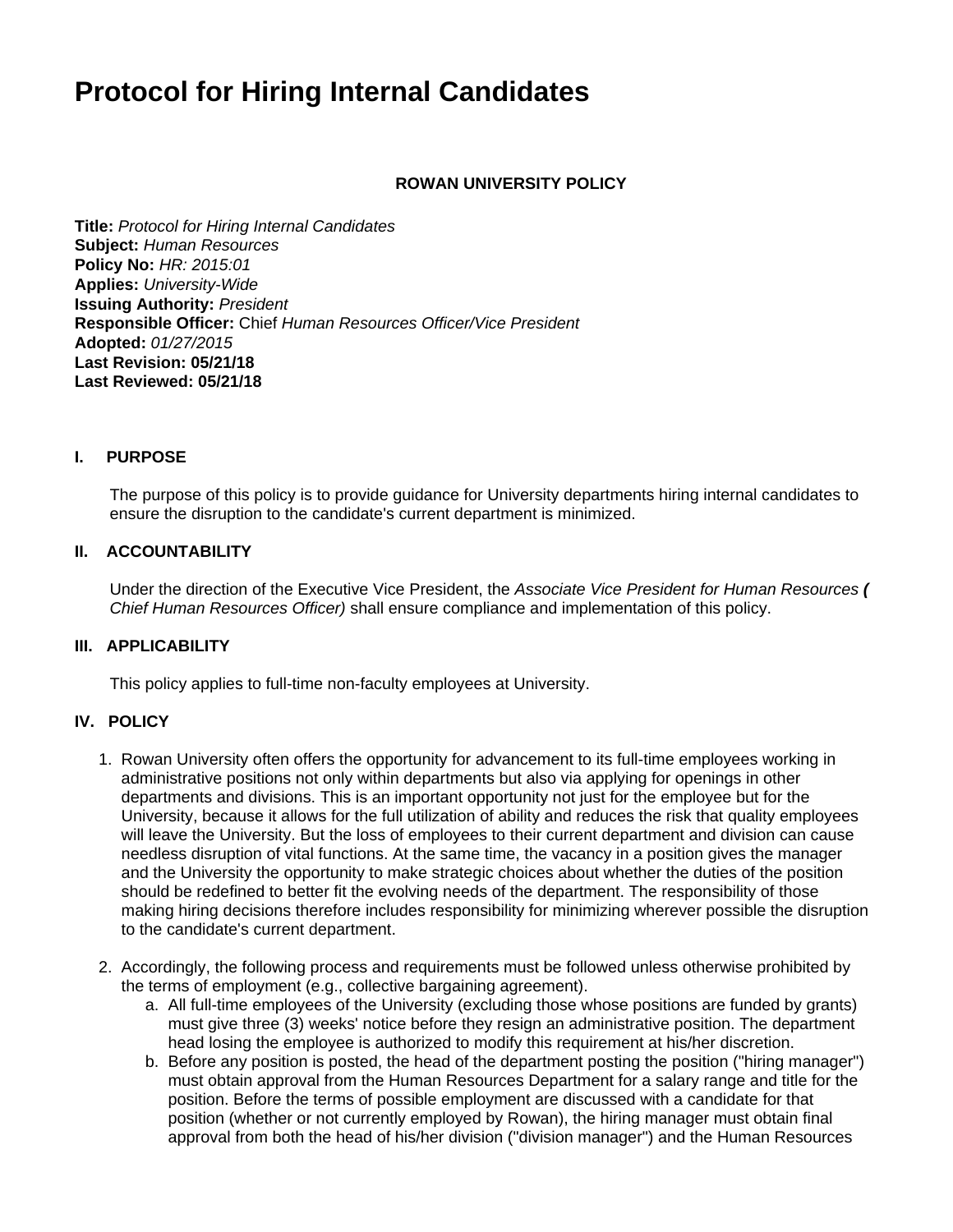# Protocol for Hiring Internal Candidates

**ROWAN UNIVERSITY POLICY**

**Title:** *Protocol for Hiring Internal Candidates*
**Subject:** *Human Resources*
**Policy No:** *HR: 2015:01*
**Applies:** *University-Wide*
**Issuing Authority:** *President*
**Responsible Officer:** Chief *Human Resources Officer/Vice President*
**Adopted:** *01/27/2015*
**Last Revision: 05/21/18**
**Last Reviewed: 05/21/18**

## I. PURPOSE

The purpose of this policy is to provide guidance for University departments hiring internal candidates to ensure the disruption to the candidate's current department is minimized.

## II. ACCOUNTABILITY

Under the direction of the Executive Vice President, the *Associate Vice President for Human Resources* ***(*** *Chief Human Resources Officer)* shall ensure compliance and implementation of this policy.

## III. APPLICABILITY

This policy applies to full-time non-faculty employees at University.

## IV. POLICY

1. Rowan University often offers the opportunity for advancement to its full-time employees working in administrative positions not only within departments but also via applying for openings in other departments and divisions. This is an important opportunity not just for the employee but for the University, because it allows for the full utilization of ability and reduces the risk that quality employees will leave the University. But the loss of employees to their current department and division can cause needless disruption of vital functions. At the same time, the vacancy in a position gives the manager and the University the opportunity to make strategic choices about whether the duties of the position should be redefined to better fit the evolving needs of the department. The responsibility of those making hiring decisions therefore includes responsibility for minimizing wherever possible the disruption to the candidate's current department.

2. Accordingly, the following process and requirements must be followed unless otherwise prohibited by the terms of employment (e.g., collective bargaining agreement).
   a. All full-time employees of the University (excluding those whose positions are funded by grants) must give three (3) weeks' notice before they resign an administrative position. The department head losing the employee is authorized to modify this requirement at his/her discretion.
   b. Before any position is posted, the head of the department posting the position ("hiring manager") must obtain approval from the Human Resources Department for a salary range and title for the position. Before the terms of possible employment are discussed with a candidate for that position (whether or not currently employed by Rowan), the hiring manager must obtain final approval from both the head of his/her division ("division manager") and the Human Resources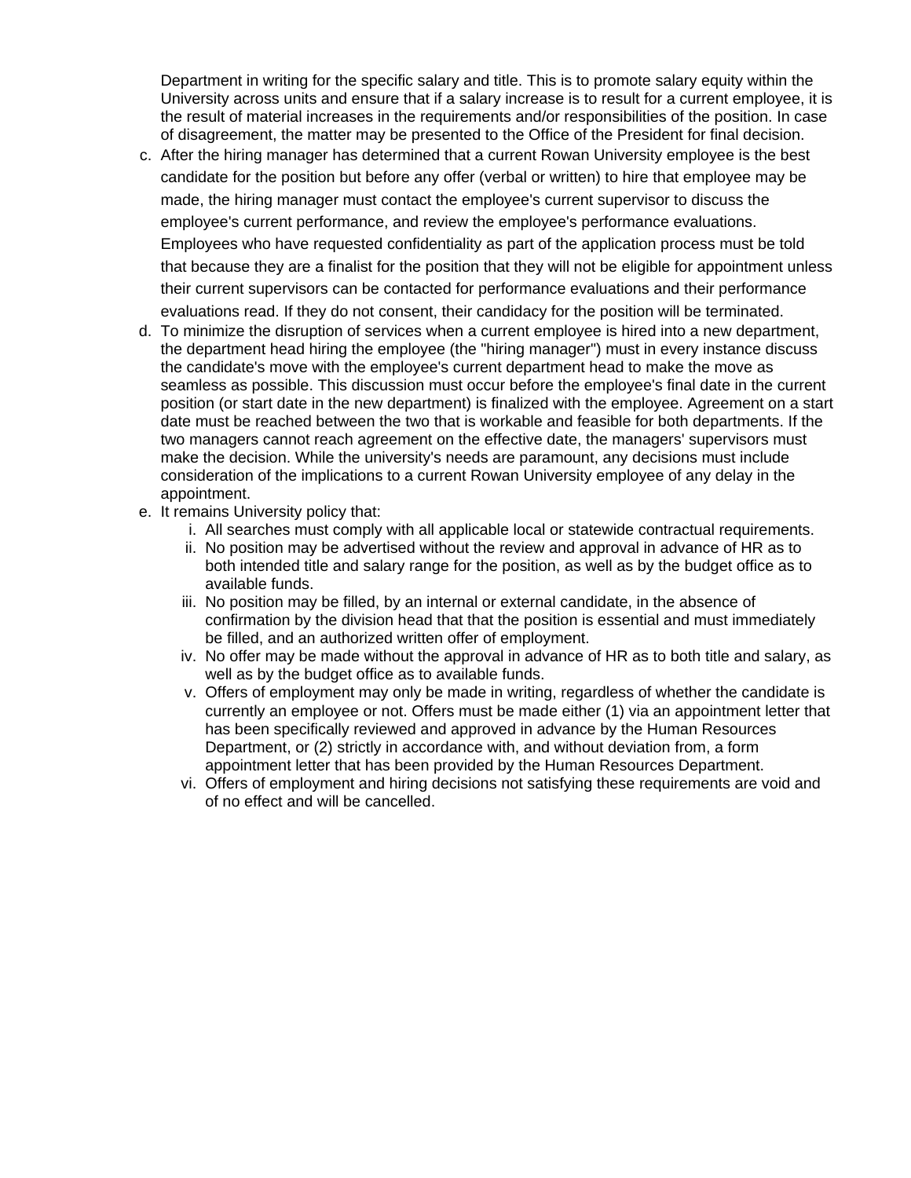Department in writing for the specific salary and title. This is to promote salary equity within the University across units and ensure that if a salary increase is to result for a current employee, it is the result of material increases in the requirements and/or responsibilities of the position. In case of disagreement, the matter may be presented to the Office of the President for final decision.

c. After the hiring manager has determined that a current Rowan University employee is the best candidate for the position but before any offer (verbal or written) to hire that employee may be made, the hiring manager must contact the employee's current supervisor to discuss the employee's current performance, and review the employee's performance evaluations. Employees who have requested confidentiality as part of the application process must be told that because they are a finalist for the position that they will not be eligible for appointment unless their current supervisors can be contacted for performance evaluations and their performance evaluations read. If they do not consent, their candidacy for the position will be terminated.
d. To minimize the disruption of services when a current employee is hired into a new department, the department head hiring the employee (the "hiring manager") must in every instance discuss the candidate's move with the employee's current department head to make the move as seamless as possible. This discussion must occur before the employee's final date in the current position (or start date in the new department) is finalized with the employee. Agreement on a start date must be reached between the two that is workable and feasible for both departments. If the two managers cannot reach agreement on the effective date, the managers' supervisors must make the decision. While the university's needs are paramount, any decisions must include consideration of the implications to a current Rowan University employee of any delay in the appointment.
e. It remains University policy that:
    i. All searches must comply with all applicable local or statewide contractual requirements.
    ii. No position may be advertised without the review and approval in advance of HR as to both intended title and salary range for the position, as well as by the budget office as to available funds.
    iii. No position may be filled, by an internal or external candidate, in the absence of confirmation by the division head that that the position is essential and must immediately be filled, and an authorized written offer of employment.
    iv. No offer may be made without the approval in advance of HR as to both title and salary, as well as by the budget office as to available funds.
    v. Offers of employment may only be made in writing, regardless of whether the candidate is currently an employee or not. Offers must be made either (1) via an appointment letter that has been specifically reviewed and approved in advance by the Human Resources Department, or (2) strictly in accordance with, and without deviation from, a form appointment letter that has been provided by the Human Resources Department.
    vi. Offers of employment and hiring decisions not satisfying these requirements are void and of no effect and will be cancelled.